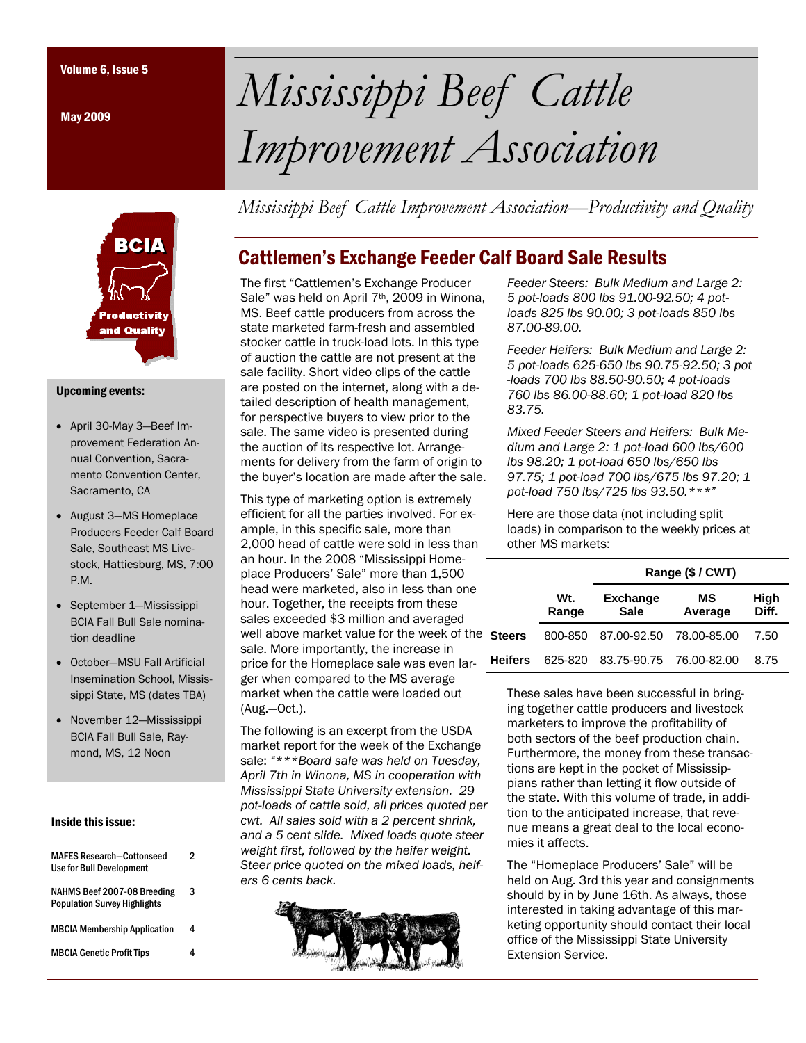Volume 6, Issue 5

May 2009

# Mississippi Beef Cattle Improvement Association

*Mississippi Beef Cattle Improvement Association—Productivity and Quality*

BCIA
Productivity and Quality

### Upcoming events:

- April 30-May 3—Beef Improvement Federation Annual Convention, Sacramento Convention Center, Sacramento, CA
- August 3—MS Homeplace Producers Feeder Calf Board Sale, Southeast MS Livestock, Hattiesburg, MS, 7:00 P.M.
- September 1—Mississippi BCIA Fall Bull Sale nomination deadline
- October—MSU Fall Artificial Insemination School, Mississippi State, MS (dates TBA)
- November 12—Mississippi BCIA Fall Bull Sale, Raymond, MS, 12 Noon

### Inside this issue:

| | |
|---|---|
| MAFES Research—Cottonseed Use for Bull Development | 2 |
| NAHMS Beef 2007-08 Breeding Population Survey Highlights | 3 |
| MBCIA Membership Application | 4 |
| MBCIA Genetic Profit Tips | 4 |

## Cattlemen's Exchange Feeder Calf Board Sale Results

The first "Cattlemen's Exchange Producer Sale" was held on April 7th, 2009 in Winona, MS. Beef cattle producers from across the state marketed farm-fresh and assembled stocker cattle in truck-load lots. In this type of auction the cattle are not present at the sale facility. Short video clips of the cattle are posted on the internet, along with a detailed description of health management, for perspective buyers to view prior to the sale. The same video is presented during the auction of its respective lot. Arrangements for delivery from the farm of origin to the buyer's location are made after the sale.

This type of marketing option is extremely efficient for all the parties involved. For example, in this specific sale, more than 2,000 head of cattle were sold in less than an hour. In the 2008 "Mississippi Homeplace Producers' Sale" more than 1,500 head were marketed, also in less than one hour. Together, the receipts from these sales exceeded $3 million and averaged well above market value for the week of the sale. More importantly, the increase in price for the Homeplace sale was even larger when compared to the MS average market when the cattle were loaded out (Aug.—Oct.).

The following is an excerpt from the USDA market report for the week of the Exchange sale: *"\*\*\*Board sale was held on Tuesday, April 7th in Winona, MS in cooperation with Mississippi State University extension. 29 pot-loads of cattle sold, all prices quoted per cwt. All sales sold with a 2 percent shrink, and a 5 cent slide. Mixed loads quote steer weight first, followed by the heifer weight. Steer price quoted on the mixed loads, heifers 6 cents back.*

*Feeder Steers: Bulk Medium and Large 2: 5 pot-loads 800 lbs 91.00-92.50; 4 pot-loads 825 lbs 90.00; 3 pot-loads 850 lbs 87.00-89.00.*

*Feeder Heifers: Bulk Medium and Large 2: 5 pot-loads 625-650 lbs 90.75-92.50; 3 pot-loads 700 lbs 88.50-90.50; 4 pot-loads 760 lbs 86.00-88.60; 1 pot-load 820 lbs 83.75.*

*Mixed Feeder Steers and Heifers: Bulk Medium and Large 2: 1 pot-load 600 lbs/600 lbs 98.20; 1 pot-load 650 lbs/650 lbs 97.75; 1 pot-load 700 lbs/675 lbs 97.20; 1 pot-load 750 lbs/725 lbs 93.50.\*\*\*"*

Here are those data (not including split loads) in comparison to the weekly prices at other MS markets:

| | | Range ($ / CWT) | | |
|---|---|---|---|---|
| | Wt. Range | Exchange Sale | MS Average | High Diff. |
| **Steers** | 800-850 | 87.00-92.50 | 78.00-85.00 | 7.50 |
| **Heifers** | 625-820 | 83.75-90.75 | 76.00-82.00 | 8.75 |

These sales have been successful in bringing together cattle producers and livestock marketers to improve the profitability of both sectors of the beef production chain. Furthermore, the money from these transactions are kept in the pocket of Mississippians rather than letting it flow outside of the state. With this volume of trade, in addition to the anticipated increase, that revenue means a great deal to the local economies it affects.

The "Homeplace Producers' Sale" will be held on Aug. 3rd this year and consignments should by in by June 16th. As always, those interested in taking advantage of this marketing opportunity should contact their local office of the Mississippi State University Extension Service.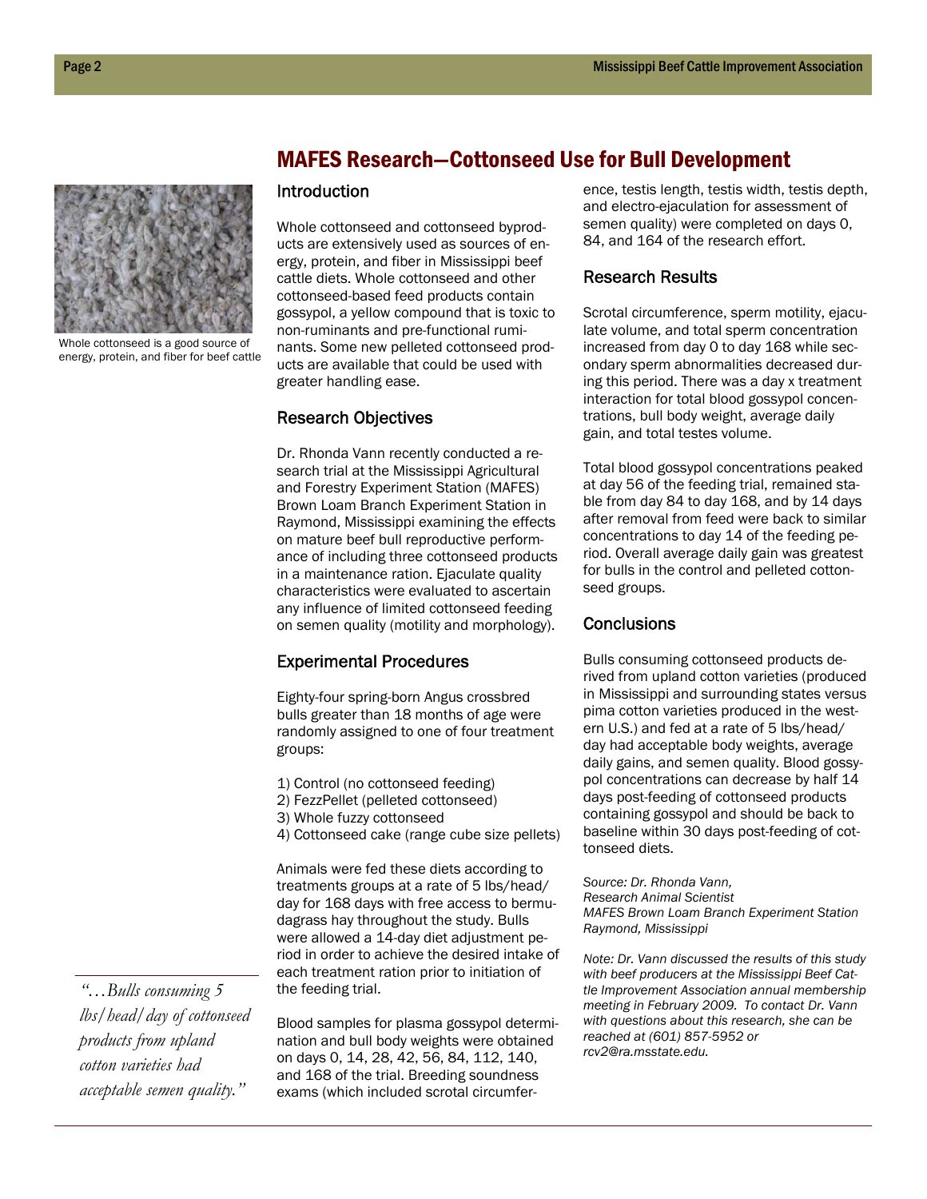Whole cottonseed is a good source of energy, protein, and fiber for beef cattle

# MAFES Research—Cottonseed Use for Bull Development

## Introduction

Whole cottonseed and cottonseed byproducts are extensively used as sources of energy, protein, and fiber in Mississippi beef cattle diets. Whole cottonseed and other cottonseed-based feed products contain gossypol, a yellow compound that is toxic to non-ruminants and pre-functional ruminants. Some new pelleted cottonseed products are available that could be used with greater handling ease.

## Research Objectives

Dr. Rhonda Vann recently conducted a research trial at the Mississippi Agricultural and Forestry Experiment Station (MAFES) Brown Loam Branch Experiment Station in Raymond, Mississippi examining the effects on mature beef bull reproductive performance of including three cottonseed products in a maintenance ration. Ejaculate quality characteristics were evaluated to ascertain any influence of limited cottonseed feeding on semen quality (motility and morphology).

## Experimental Procedures

Eighty-four spring-born Angus crossbred bulls greater than 18 months of age were randomly assigned to one of four treatment groups:

1) Control (no cottonseed feeding)
2) FezzPellet (pelleted cottonseed)
3) Whole fuzzy cottonseed
4) Cottonseed cake (range cube size pellets)

Animals were fed these diets according to treatments groups at a rate of 5 lbs/head/day for 168 days with free access to bermudagrass hay throughout the study. Bulls were allowed a 14-day diet adjustment period in order to achieve the desired intake of each treatment ration prior to initiation of the feeding trial.

Blood samples for plasma gossypol determination and bull body weights were obtained on days 0, 14, 28, 42, 56, 84, 112, 140, and 168 of the trial. Breeding soundness exams (which included scrotal circumference, testis length, testis width, testis depth, and electro-ejaculation for assessment of semen quality) were completed on days 0, 84, and 164 of the research effort.

*"…Bulls consuming 5 lbs/head/day of cottonseed products from upland cotton varieties had acceptable semen quality."*

## Research Results

Scrotal circumference, sperm motility, ejaculate volume, and total sperm concentration increased from day 0 to day 168 while secondary sperm abnormalities decreased during this period. There was a day x treatment interaction for total blood gossypol concentrations, bull body weight, average daily gain, and total testes volume.

Total blood gossypol concentrations peaked at day 56 of the feeding trial, remained stable from day 84 to day 168, and by 14 days after removal from feed were back to similar concentrations to day 14 of the feeding period. Overall average daily gain was greatest for bulls in the control and pelleted cottonseed groups.

## Conclusions

Bulls consuming cottonseed products derived from upland cotton varieties (produced in Mississippi and surrounding states versus pima cotton varieties produced in the western U.S.) and fed at a rate of 5 lbs/head/day had acceptable body weights, average daily gains, and semen quality. Blood gossypol concentrations can decrease by half 14 days post-feeding of cottonseed products containing gossypol and should be back to baseline within 30 days post-feeding of cottonseed diets.

*Source: Dr. Rhonda Vann,*
*Research Animal Scientist*
*MAFES Brown Loam Branch Experiment Station*
*Raymond, Mississippi*

*Note: Dr. Vann discussed the results of this study with beef producers at the Mississippi Beef Cattle Improvement Association annual membership meeting in February 2009. To contact Dr. Vann with questions about this research, she can be reached at (601) 857-5952 or rcv2@ra.msstate.edu.*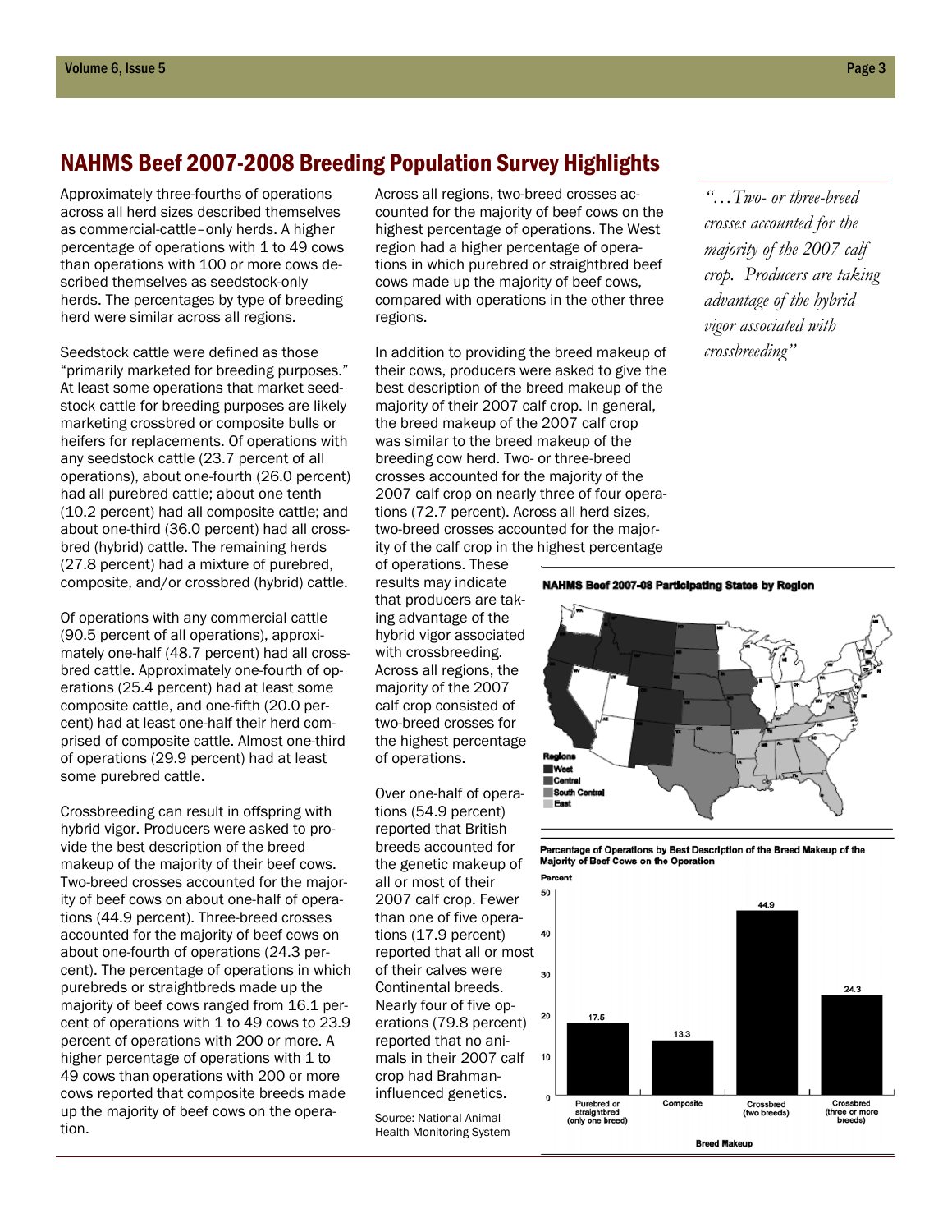## NAHMS Beef 2007-2008 Breeding Population Survey Highlights

Approximately three-fourths of operations across all herd sizes described themselves as commercial-cattle–only herds. A higher percentage of operations with 1 to 49 cows than operations with 100 or more cows described themselves as seedstock-only herds. The percentages by type of breeding herd were similar across all regions.

Seedstock cattle were defined as those "primarily marketed for breeding purposes." At least some operations that market seedstock cattle for breeding purposes are likely marketing crossbred or composite bulls or heifers for replacements. Of operations with any seedstock cattle (23.7 percent of all operations), about one-fourth (26.0 percent) had all purebred cattle; about one tenth (10.2 percent) had all composite cattle; and about one-third (36.0 percent) had all crossbred (hybrid) cattle. The remaining herds (27.8 percent) had a mixture of purebred, composite, and/or crossbred (hybrid) cattle.

Of operations with any commercial cattle (90.5 percent of all operations), approximately one-half (48.7 percent) had all crossbred cattle. Approximately one-fourth of operations (25.4 percent) had at least some composite cattle, and one-fifth (20.0 percent) had at least one-half their herd comprised of composite cattle. Almost one-third of operations (29.9 percent) had at least some purebred cattle.

Crossbreeding can result in offspring with hybrid vigor. Producers were asked to provide the best description of the breed makeup of the majority of their beef cows. Two-breed crosses accounted for the majority of beef cows on about one-half of operations (44.9 percent). Three-breed crosses accounted for the majority of beef cows on about one-fourth of operations (24.3 percent). The percentage of operations in which purebreds or straightbreds made up the majority of beef cows ranged from 16.1 percent of operations with 1 to 49 cows to 23.9 percent of operations with 200 or more. A higher percentage of operations with 1 to 49 cows than operations with 200 or more cows reported that composite breeds made up the majority of beef cows on the operation.

Across all regions, two-breed crosses accounted for the majority of beef cows on the highest percentage of operations. The West region had a higher percentage of operations in which purebred or straightbred beef cows made up the majority of beef cows, compared with operations in the other three regions.

In addition to providing the breed makeup of their cows, producers were asked to give the best description of the breed makeup of the majority of their 2007 calf crop. In general, the breed makeup of the 2007 calf crop was similar to the breed makeup of the breeding cow herd. Two- or three-breed crosses accounted for the majority of the 2007 calf crop on nearly three of four operations (72.7 percent). Across all herd sizes, two-breed crosses accounted for the majority of the calf crop in the highest percentage of operations. These results may indicate that producers are taking advantage of the hybrid vigor associated with crossbreeding. Across all regions, the majority of the 2007 calf crop consisted of two-breed crosses for the highest percentage of operations.

Over one-half of operations (54.9 percent) reported that British breeds accounted for the genetic makeup of all or most of their 2007 calf crop. Fewer than one of five operations (17.9 percent) reported that all or most of their calves were Continental breeds. Nearly four of five operations (79.8 percent) reported that no animals in their 2007 calf crop had Brahman-influenced genetics.

Source: National Animal Health Monitoring System

*"…Two- or three-breed crosses accounted for the majority of the 2007 calf crop. Producers are taking advantage of the hybrid vigor associated with crossbreeding"*

**NAHMS Beef 2007-08 Participating States by Region**

Regions
West
Central
South Central
East

**Percentage of Operations by Best Description of the Breed Makeup of the Majority of Beef Cows on the Operation**

Percent
50
40
30
20
10
0
17.5
13.3
44.9
24.3
Purebred or straightbred (only one breed)
Composite
Crossbred (two breeds)
Crossbred (three or more breeds)
Breed Makeup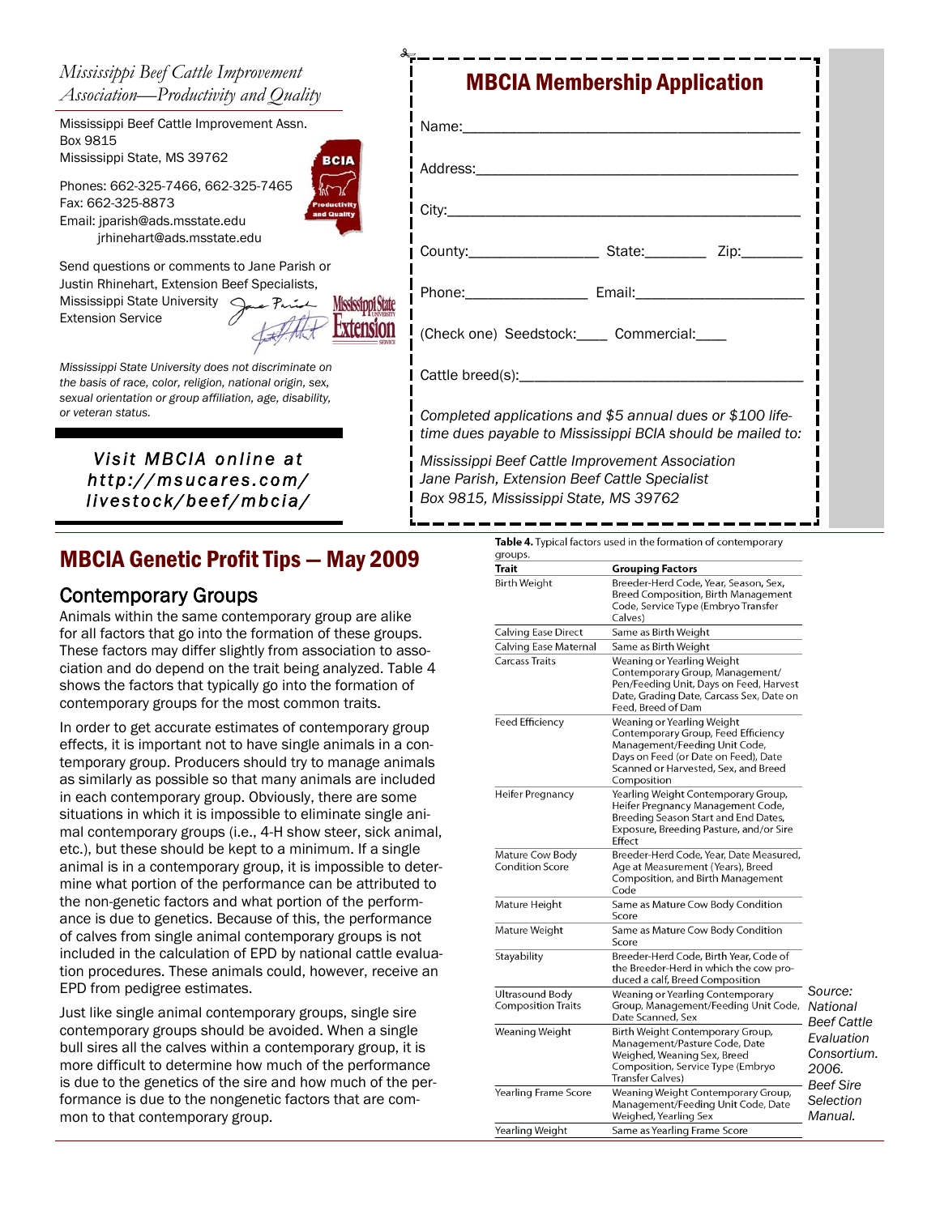*Mississippi Beef Cattle Improvement Association—Productivity and Quality*

Mississippi Beef Cattle Improvement Assn.
Box 9815
Mississippi State, MS 39762

Phones: 662-325-7466, 662-325-7465
Fax: 662-325-8873
Email: jparish@ads.msstate.edu
jrhinehart@ads.msstate.edu

Send questions or comments to Jane Parish or Justin Rhinehart, Extension Beef Specialists, Mississippi State University Extension Service

*Mississippi State University does not discriminate on the basis of race, color, religion, national origin, sex, sexual orientation or group affiliation, age, disability, or veteran status.*

***Visit MBCIA online at http://msucares.com/livestock/beef/mbcia/***

## MBCIA Membership Application

Name:\_\_\_\_\_\_\_\_\_\_\_\_\_\_\_\_\_\_\_\_\_\_\_\_\_\_\_\_\_\_\_\_\_\_\_\_\_\_\_\_

Address:\_\_\_\_\_\_\_\_\_\_\_\_\_\_\_\_\_\_\_\_\_\_\_\_\_\_\_\_\_\_\_\_\_\_\_\_\_\_

City:\_\_\_\_\_\_\_\_\_\_\_\_\_\_\_\_\_\_\_\_\_\_\_\_\_\_\_\_\_\_\_\_\_\_\_\_\_\_\_\_\_\_

County:\_\_\_\_\_\_\_\_\_\_\_\_\_\_\_\_ State:\_\_\_\_\_\_\_\_ Zip:\_\_\_\_\_\_\_\_

Phone:\_\_\_\_\_\_\_\_\_\_\_\_\_\_\_\_ Email:\_\_\_\_\_\_\_\_\_\_\_\_\_\_\_\_\_\_\_\_\_

(Check one) Seedstock:\_\_\_\_ Commercial:\_\_\_\_

Cattle breed(s):\_\_\_\_\_\_\_\_\_\_\_\_\_\_\_\_\_\_\_\_\_\_\_\_\_\_\_\_\_\_\_\_\_\_\_

*Completed applications and $5 annual dues or $100 life-time dues payable to Mississippi BCIA should be mailed to:*

*Mississippi Beef Cattle Improvement Association*
*Jane Parish, Extension Beef Cattle Specialist*
*Box 9815, Mississippi State, MS 39762*

# MBCIA Genetic Profit Tips — May 2009

## Contemporary Groups

Animals within the same contemporary group are alike for all factors that go into the formation of these groups. These factors may differ slightly from association to association and do depend on the trait being analyzed. Table 4 shows the factors that typically go into the formation of contemporary groups for the most common traits.

In order to get accurate estimates of contemporary group effects, it is important not to have single animals in a contemporary group. Producers should try to manage animals as similarly as possible so that many animals are included in each contemporary group. Obviously, there are some situations in which it is impossible to eliminate single animal contemporary groups (i.e., 4-H show steer, sick animal, etc.), but these should be kept to a minimum. If a single animal is in a contemporary group, it is impossible to determine what portion of the performance can be attributed to the non-genetic factors and what portion of the performance is due to genetics. Because of this, the performance of calves from single animal contemporary groups is not included in the calculation of EPD by national cattle evaluation procedures. These animals could, however, receive an EPD from pedigree estimates.

Just like single animal contemporary groups, single sire contemporary groups should be avoided. When a single bull sires all the calves within a contemporary group, it is more difficult to determine how much of the performance is due to the genetics of the sire and how much of the performance is due to the nongenetic factors that are common to that contemporary group.

**Table 4.** Typical factors used in the formation of contemporary groups.

| Trait | Grouping Factors |
|---|---|
| Birth Weight | Breeder-Herd Code, Year, Season, Sex, Breed Composition, Birth Management Code, Service Type (Embryo Transfer Calves) |
| Calving Ease Direct | Same as Birth Weight |
| Calving Ease Maternal | Same as Birth Weight |
| Carcass Traits | Weaning or Yearling Weight Contemporary Group, Management/Pen/Feeding Unit, Days on Feed, Harvest Date, Grading Date, Carcass Sex, Date on Feed, Breed of Dam |
| Feed Efficiency | Weaning or Yearling Weight Contemporary Group, Feed Efficiency Management/Feeding Unit Code, Days on Feed (or Date on Feed), Date Scanned or Harvested, Sex, and Breed Composition |
| Heifer Pregnancy | Yearling Weight Contemporary Group, Heifer Pregnancy Management Code, Breeding Season Start and End Dates, Exposure, Breeding Pasture, and/or Sire Effect |
| Mature Cow Body Condition Score | Breeder-Herd Code, Year, Date Measured, Age at Measurement (Years), Breed Composition, and Birth Management Code |
| Mature Height | Same as Mature Cow Body Condition Score |
| Mature Weight | Same as Mature Cow Body Condition Score |
| Stayability | Breeder-Herd Code, Birth Year, Code of the Breeder-Herd in which the cow produced a calf, Breed Composition |
| Ultrasound Body Composition Traits | Weaning or Yearling Contemporary Group, Management/Feeding Unit Code, Date Scanned, Sex |
| Weaning Weight | Birth Weight Contemporary Group, Management/Pasture Code, Date Weighed, Weaning Sex, Breed Composition, Service Type (Embryo Transfer Calves) |
| Yearling Frame Score | Weaning Weight Contemporary Group, Management/Feeding Unit Code, Date Weighed, Yearling Sex |
| Yearling Weight | Same as Yearling Frame Score |

*Source: National Beef Cattle Evaluation Consortium. 2006. Beef Sire Selection Manual.*